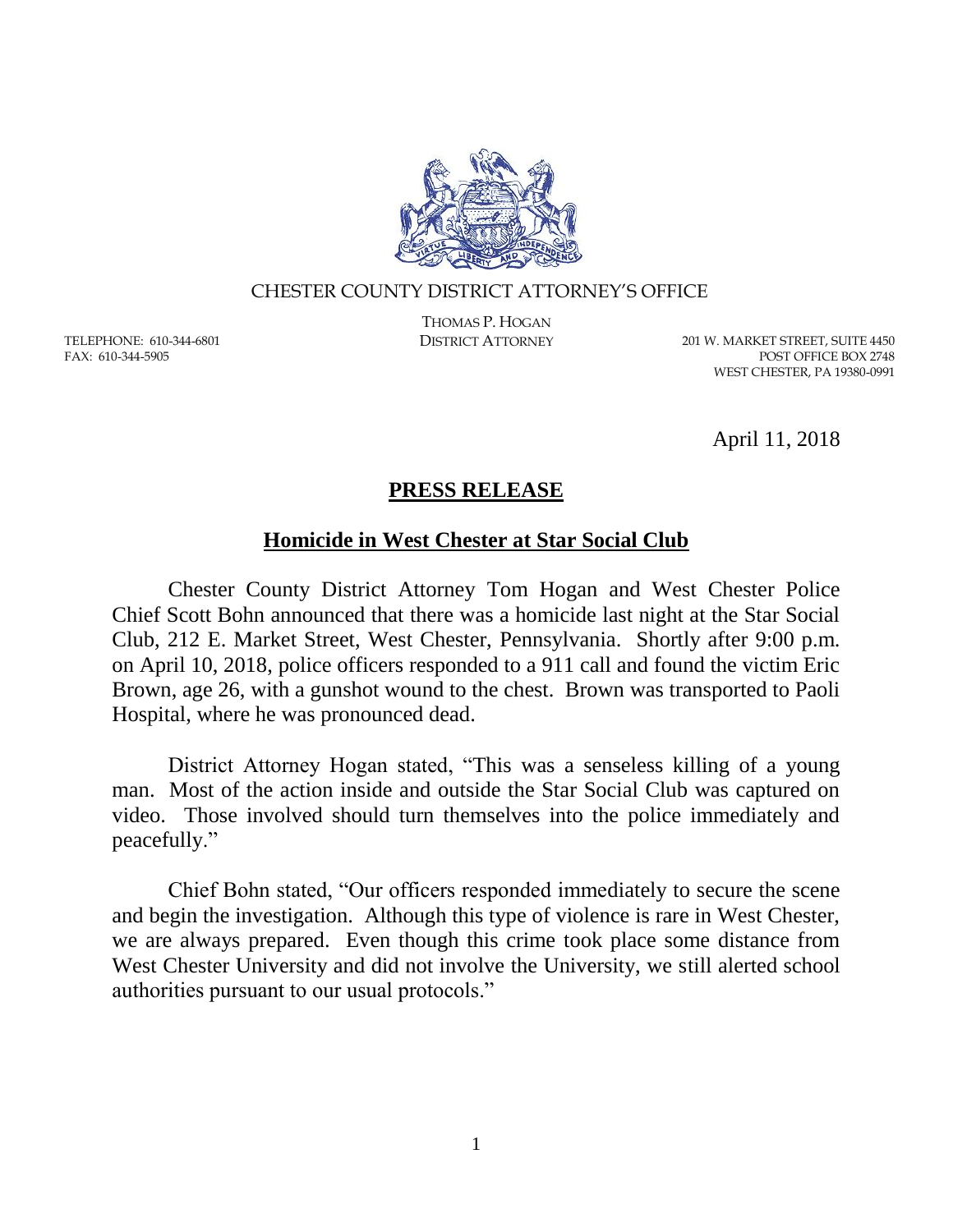CHESTER COUNTY DISTRICT ATTORNEY'S OFFICE

THOMAS P. HOGAN
DISTRICT ATTORNEY

TELEPHONE: 610-344-6801
FAX: 610-344-5905

201 W. MARKET STREET, SUITE 4450
POST OFFICE BOX 2748
WEST CHESTER, PA 19380-0991

April 11, 2018

# PRESS RELEASE

## Homicide in West Chester at Star Social Club

Chester County District Attorney Tom Hogan and West Chester Police Chief Scott Bohn announced that there was a homicide last night at the Star Social Club, 212 E. Market Street, West Chester, Pennsylvania. Shortly after 9:00 p.m. on April 10, 2018, police officers responded to a 911 call and found the victim Eric Brown, age 26, with a gunshot wound to the chest. Brown was transported to Paoli Hospital, where he was pronounced dead.

District Attorney Hogan stated, "This was a senseless killing of a young man. Most of the action inside and outside the Star Social Club was captured on video. Those involved should turn themselves into the police immediately and peacefully."

Chief Bohn stated, "Our officers responded immediately to secure the scene and begin the investigation. Although this type of violence is rare in West Chester, we are always prepared. Even though this crime took place some distance from West Chester University and did not involve the University, we still alerted school authorities pursuant to our usual protocols."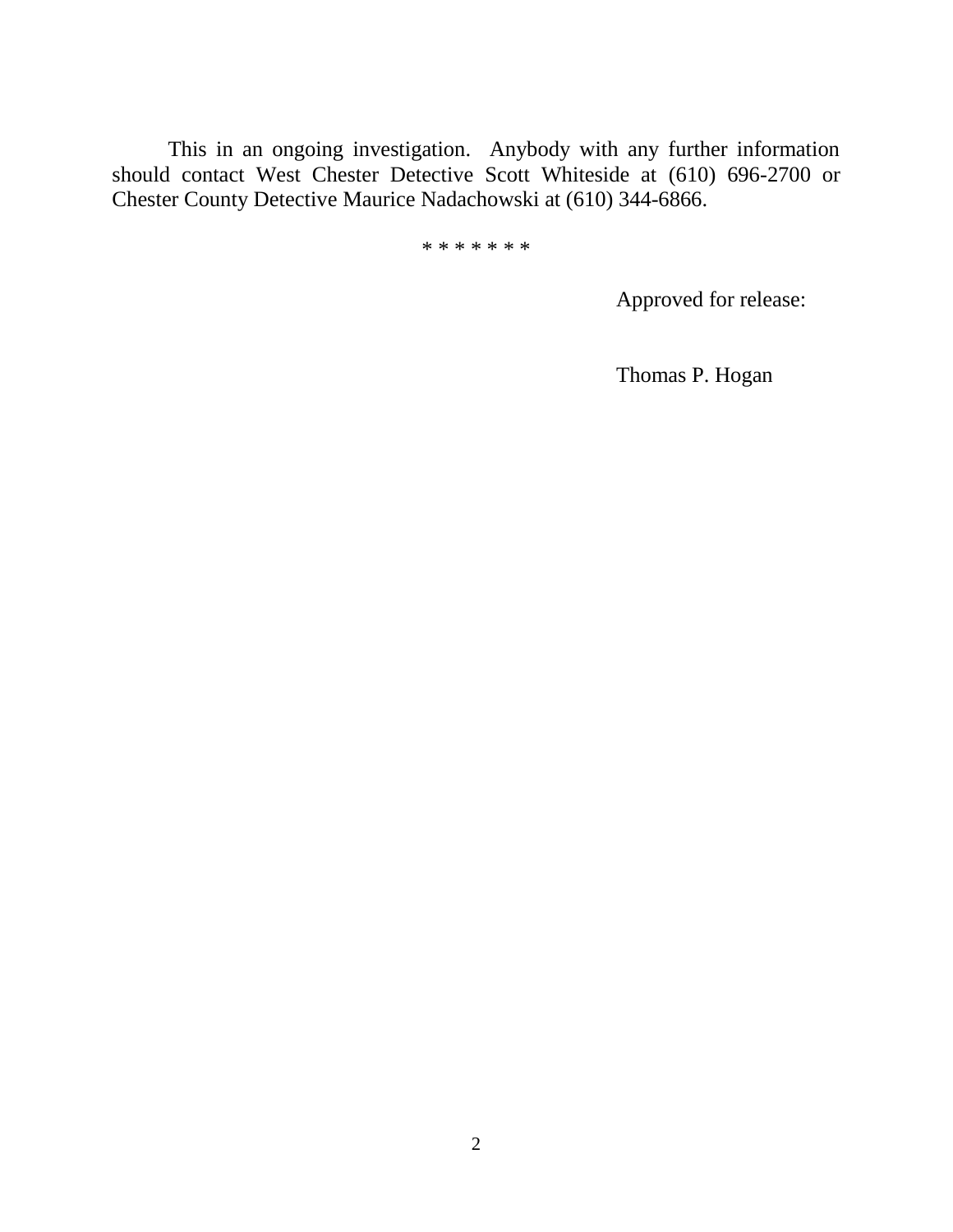This in an ongoing investigation. Anybody with any further information should contact West Chester Detective Scott Whiteside at (610) 696-2700 or Chester County Detective Maurice Nadachowski at (610) 344-6866.

* * * * * * *

Approved for release:

Thomas P. Hogan